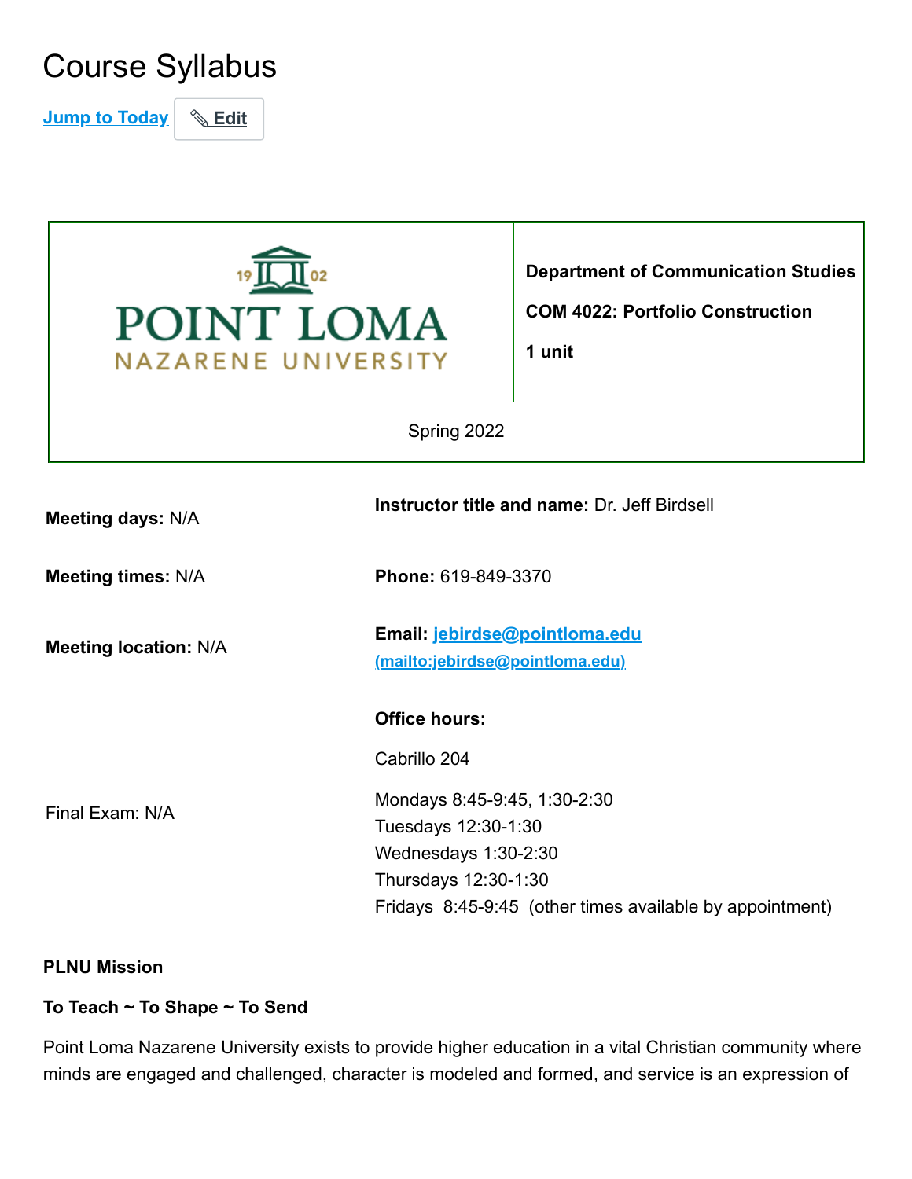# Course Syllabus

Jump to Today Edit

| POINT LOMA NAZARENE UNIVERSITY | **Department of Communication Studies**<br><br>**COM 4022: Portfolio Construction**<br><br>**1 unit** |
|---|---|
| Spring 2022 | |

**Meeting days:** N/A

**Meeting times:** N/A

**Meeting location:** N/A

Final Exam: N/A

**Instructor title and name:** Dr. Jeff Birdsell

**Phone:** 619-849-3370

**Email:** jebirdse@pointloma.edu (mailto:jebirdse@pointloma.edu)

**Office hours:**

Cabrillo 204

Mondays 8:45-9:45, 1:30-2:30
Tuesdays 12:30-1:30
Wednesdays 1:30-2:30
Thursdays 12:30-1:30
Fridays 8:45-9:45 (other times available by appointment)

**PLNU Mission**

**To Teach ~ To Shape ~ To Send**

Point Loma Nazarene University exists to provide higher education in a vital Christian community where minds are engaged and challenged, character is modeled and formed, and service is an expression of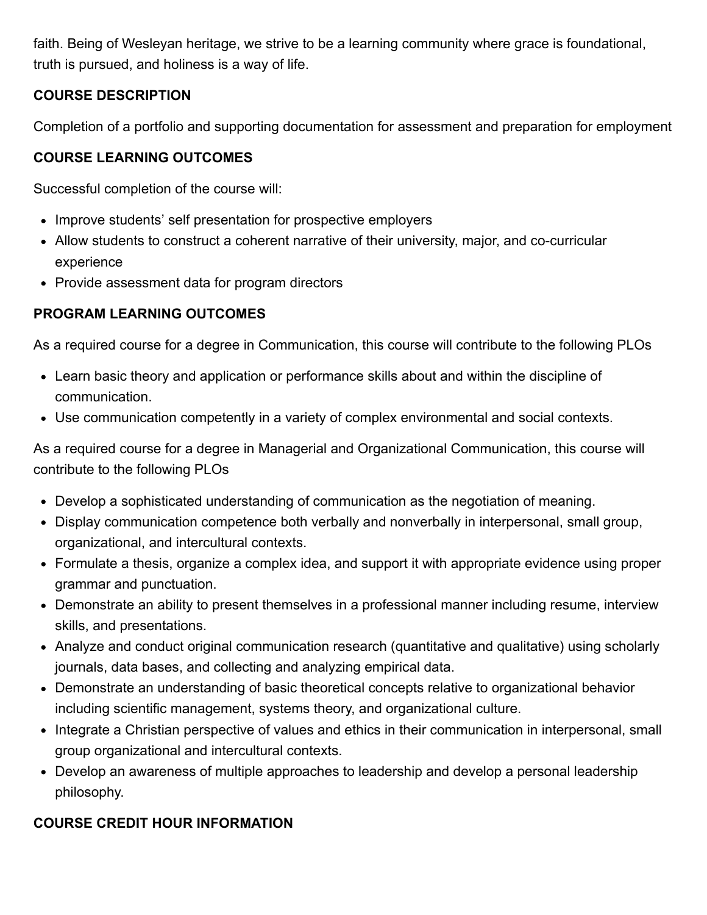faith. Being of Wesleyan heritage, we strive to be a learning community where grace is foundational, truth is pursued, and holiness is a way of life.

**COURSE DESCRIPTION**

Completion of a portfolio and supporting documentation for assessment and preparation for employment

**COURSE LEARNING OUTCOMES**

Successful completion of the course will:

- Improve students' self presentation for prospective employers
- Allow students to construct a coherent narrative of their university, major, and co-curricular experience
- Provide assessment data for program directors

**PROGRAM LEARNING OUTCOMES**

As a required course for a degree in Communication, this course will contribute to the following PLOs

- Learn basic theory and application or performance skills about and within the discipline of communication.
- Use communication competently in a variety of complex environmental and social contexts.

As a required course for a degree in Managerial and Organizational Communication, this course will contribute to the following PLOs

- Develop a sophisticated understanding of communication as the negotiation of meaning.
- Display communication competence both verbally and nonverbally in interpersonal, small group, organizational, and intercultural contexts.
- Formulate a thesis, organize a complex idea, and support it with appropriate evidence using proper grammar and punctuation.
- Demonstrate an ability to present themselves in a professional manner including resume, interview skills, and presentations.
- Analyze and conduct original communication research (quantitative and qualitative) using scholarly journals, data bases, and collecting and analyzing empirical data.
- Demonstrate an understanding of basic theoretical concepts relative to organizational behavior including scientific management, systems theory, and organizational culture.
- Integrate a Christian perspective of values and ethics in their communication in interpersonal, small group organizational and intercultural contexts.
- Develop an awareness of multiple approaches to leadership and develop a personal leadership philosophy.

**COURSE CREDIT HOUR INFORMATION**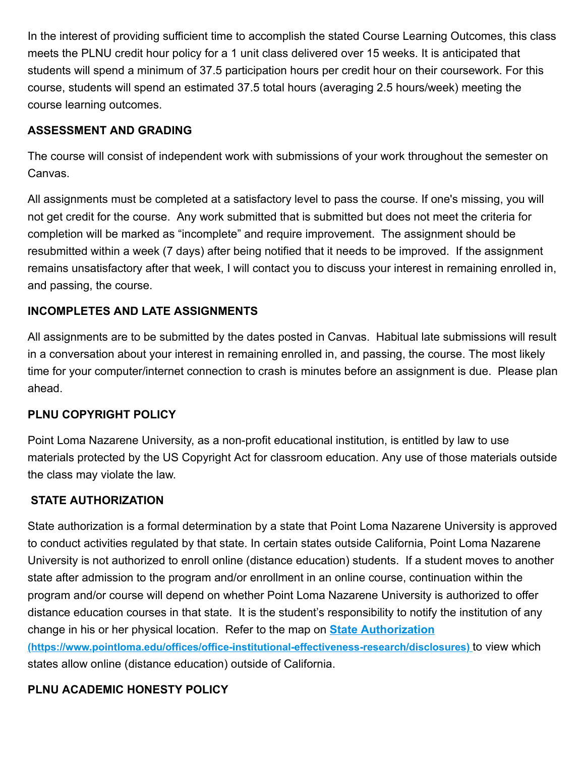In the interest of providing sufficient time to accomplish the stated Course Learning Outcomes, this class meets the PLNU credit hour policy for a 1 unit class delivered over 15 weeks. It is anticipated that students will spend a minimum of 37.5 participation hours per credit hour on their coursework. For this course, students will spend an estimated 37.5 total hours (averaging 2.5 hours/week) meeting the course learning outcomes.

**ASSESSMENT AND GRADING**

The course will consist of independent work with submissions of your work throughout the semester on Canvas.

All assignments must be completed at a satisfactory level to pass the course. If one's missing, you will not get credit for the course. Any work submitted that is submitted but does not meet the criteria for completion will be marked as "incomplete" and require improvement. The assignment should be resubmitted within a week (7 days) after being notified that it needs to be improved. If the assignment remains unsatisfactory after that week, I will contact you to discuss your interest in remaining enrolled in, and passing, the course.

**INCOMPLETES AND LATE ASSIGNMENTS**

All assignments are to be submitted by the dates posted in Canvas. Habitual late submissions will result in a conversation about your interest in remaining enrolled in, and passing, the course. The most likely time for your computer/internet connection to crash is minutes before an assignment is due. Please plan ahead.

**PLNU COPYRIGHT POLICY**

Point Loma Nazarene University, as a non-profit educational institution, is entitled by law to use materials protected by the US Copyright Act for classroom education. Any use of those materials outside the class may violate the law.

**STATE AUTHORIZATION**

State authorization is a formal determination by a state that Point Loma Nazarene University is approved to conduct activities regulated by that state. In certain states outside California, Point Loma Nazarene University is not authorized to enroll online (distance education) students. If a student moves to another state after admission to the program and/or enrollment in an online course, continuation within the program and/or course will depend on whether Point Loma Nazarene University is authorized to offer distance education courses in that state. It is the student's responsibility to notify the institution of any change in his or her physical location. Refer to the map on **[State Authorization (https://www.pointloma.edu/offices/office-institutional-effectiveness-research/disclosures)](https://www.pointloma.edu/offices/office-institutional-effectiveness-research/disclosures)** to view which states allow online (distance education) outside of California.

**PLNU ACADEMIC HONESTY POLICY**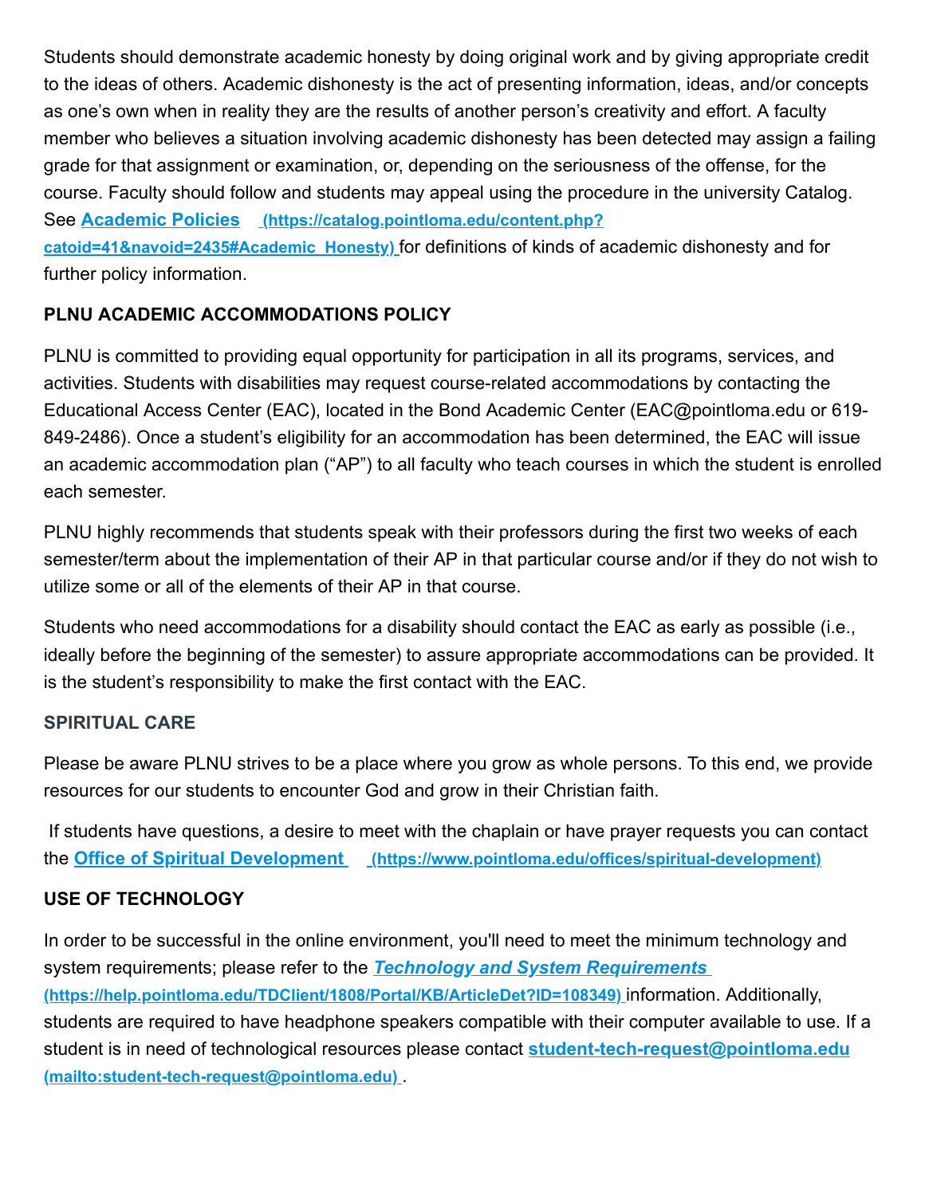Students should demonstrate academic honesty by doing original work and by giving appropriate credit to the ideas of others. Academic dishonesty is the act of presenting information, ideas, and/or concepts as one's own when in reality they are the results of another person's creativity and effort. A faculty member who believes a situation involving academic dishonesty has been detected may assign a failing grade for that assignment or examination, or, depending on the seriousness of the offense, for the course. Faculty should follow and students may appeal using the procedure in the university Catalog. See **[Academic Policies](https://catalog.pointloma.edu/content.php?catoid=41&navoid=2435#Academic_Honesty)** **(https://catalog.pointloma.edu/content.php?catoid=41&navoid=2435#Academic_Honesty)** for definitions of kinds of academic dishonesty and for further policy information.

### PLNU ACADEMIC ACCOMMODATIONS POLICY

PLNU is committed to providing equal opportunity for participation in all its programs, services, and activities. Students with disabilities may request course-related accommodations by contacting the Educational Access Center (EAC), located in the Bond Academic Center (EAC@pointloma.edu or 619-849-2486). Once a student's eligibility for an accommodation has been determined, the EAC will issue an academic accommodation plan ("AP") to all faculty who teach courses in which the student is enrolled each semester.

PLNU highly recommends that students speak with their professors during the first two weeks of each semester/term about the implementation of their AP in that particular course and/or if they do not wish to utilize some or all of the elements of their AP in that course.

Students who need accommodations for a disability should contact the EAC as early as possible (i.e., ideally before the beginning of the semester) to assure appropriate accommodations can be provided. It is the student's responsibility to make the first contact with the EAC.

### SPIRITUAL CARE

Please be aware PLNU strives to be a place where you grow as whole persons. To this end, we provide resources for our students to encounter God and grow in their Christian faith.

If students have questions, a desire to meet with the chaplain or have prayer requests you can contact the **[Office of Spiritual Development](https://www.pointloma.edu/offices/spiritual-development)** **(https://www.pointloma.edu/offices/spiritual-development)**

### USE OF TECHNOLOGY

In order to be successful in the online environment, you'll need to meet the minimum technology and system requirements; please refer to the ***[Technology and System Requirements](https://help.pointloma.edu/TDClient/1808/Portal/KB/ArticleDet?ID=108349)*** **(https://help.pointloma.edu/TDClient/1808/Portal/KB/ArticleDet?ID=108349)** information. Additionally, students are required to have headphone speakers compatible with their computer available to use. If a student is in need of technological resources please contact **[student-tech-request@pointloma.edu](mailto:student-tech-request@pointloma.edu)** **(mailto:student-tech-request@pointloma.edu)** .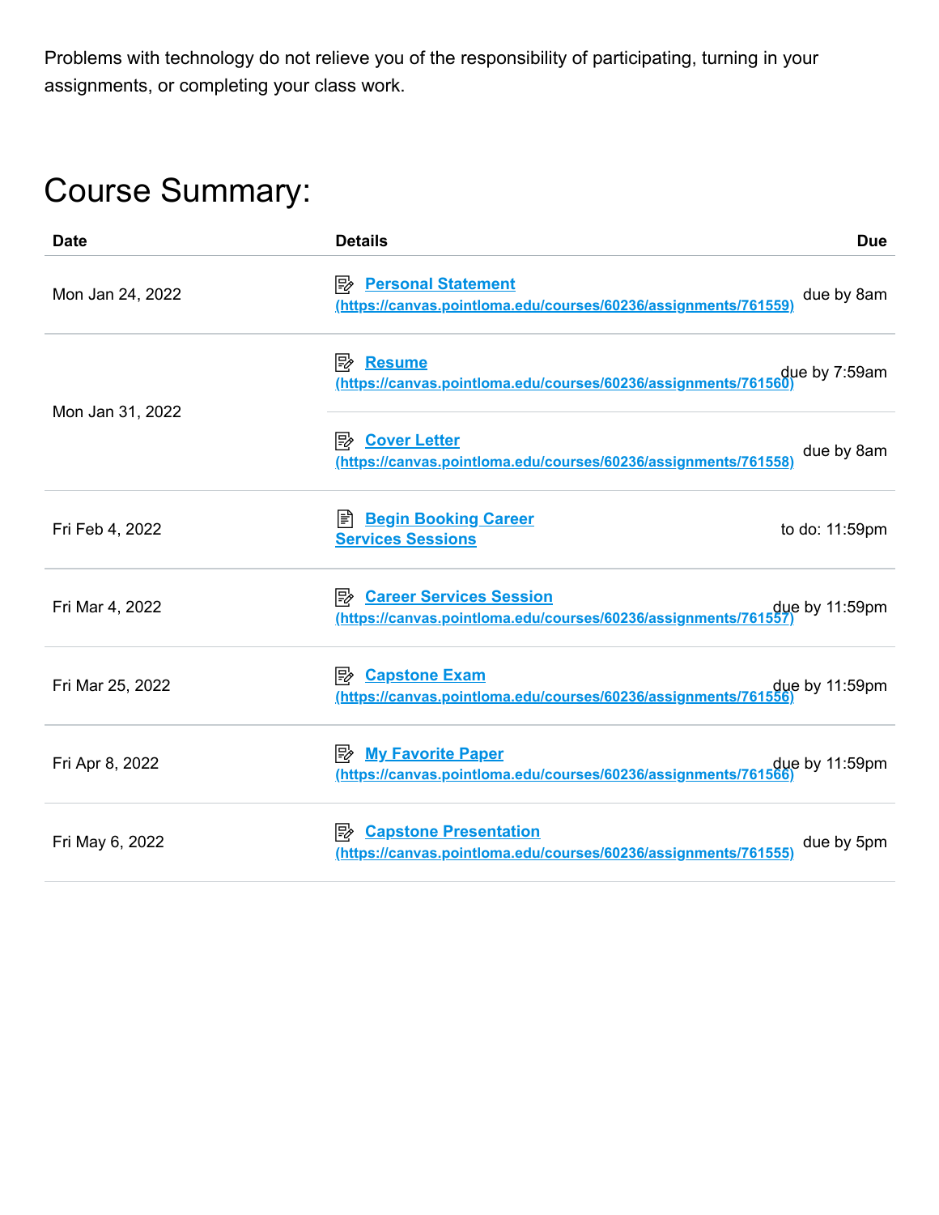Problems with technology do not relieve you of the responsibility of participating, turning in your assignments, or completing your class work.

## Course Summary:

| Date | Details | Due |
| --- | --- | --- |
| Mon Jan 24, 2022 | Personal Statement (https://canvas.pointloma.edu/courses/60236/assignments/761559) | due by 8am |
| Mon Jan 31, 2022 | Resume (https://canvas.pointloma.edu/courses/60236/assignments/761560) | due by 7:59am |
| | Cover Letter (https://canvas.pointloma.edu/courses/60236/assignments/761558) | due by 8am |
| Fri Feb 4, 2022 | Begin Booking Career Services Sessions | to do: 11:59pm |
| Fri Mar 4, 2022 | Career Services Session (https://canvas.pointloma.edu/courses/60236/assignments/761557) | due by 11:59pm |
| Fri Mar 25, 2022 | Capstone Exam (https://canvas.pointloma.edu/courses/60236/assignments/761556) | due by 11:59pm |
| Fri Apr 8, 2022 | My Favorite Paper (https://canvas.pointloma.edu/courses/60236/assignments/761566) | due by 11:59pm |
| Fri May 6, 2022 | Capstone Presentation (https://canvas.pointloma.edu/courses/60236/assignments/761555) | due by 5pm |